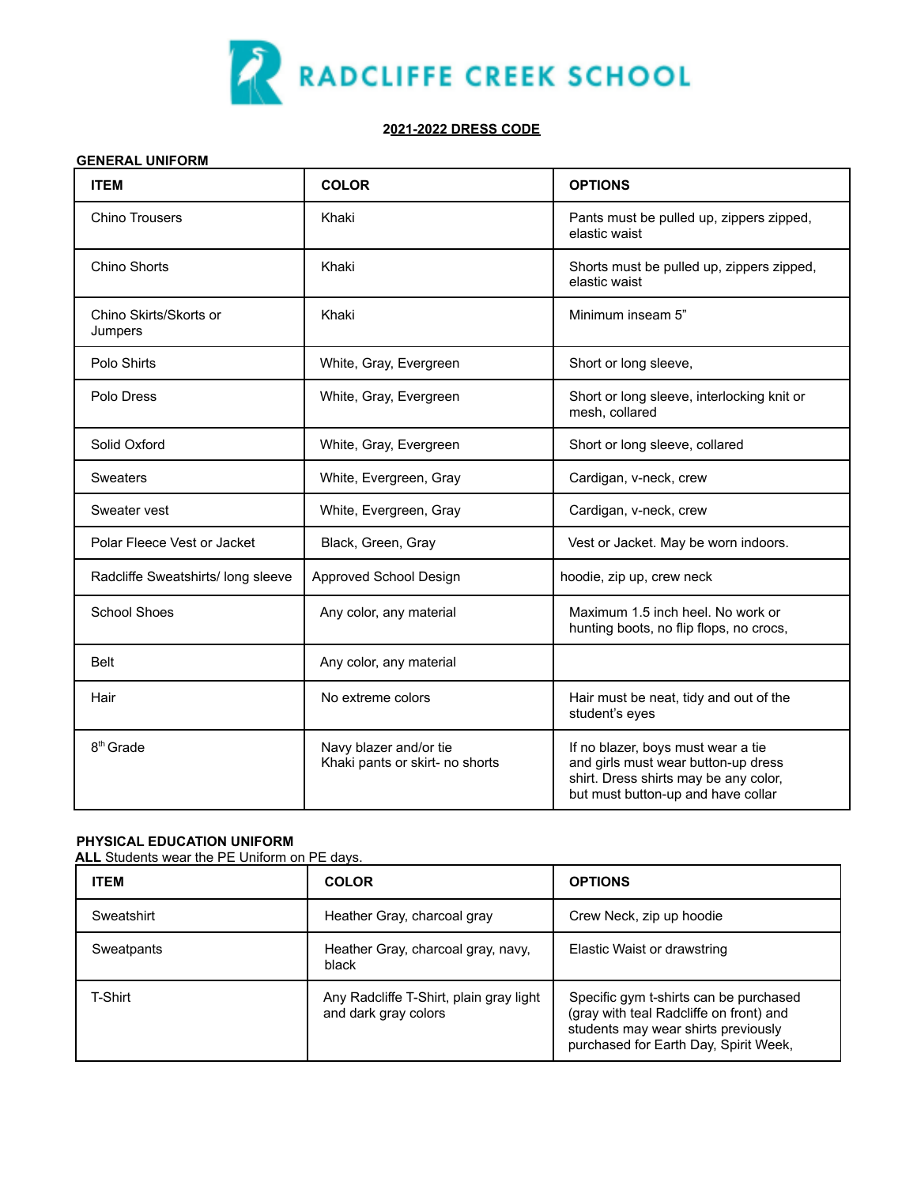# RADCLIFFE CREEK SCHOOL

**2021-2022 DRESS CODE**

**GENERAL UNIFORM**

| ITEM | COLOR | OPTIONS |
|---|---|---|
| Chino Trousers | Khaki | Pants must be pulled up, zippers zipped, elastic waist |
| Chino Shorts | Khaki | Shorts must be pulled up, zippers zipped, elastic waist |
| Chino Skirts/Skorts or Jumpers | Khaki | Minimum inseam 5” |
| Polo Shirts | White, Gray, Evergreen | Short or long sleeve, |
| Polo Dress | White, Gray, Evergreen | Short or long sleeve, interlocking knit or mesh, collared |
| Solid Oxford | White, Gray, Evergreen | Short or long sleeve, collared |
| Sweaters | White, Evergreen, Gray | Cardigan, v-neck, crew |
| Sweater vest | White, Evergreen, Gray | Cardigan, v-neck, crew |
| Polar Fleece Vest or Jacket | Black, Green, Gray | Vest or Jacket. May be worn indoors. |
| Radcliffe Sweatshirts/ long sleeve | Approved School Design | hoodie, zip up, crew neck |
| School Shoes | Any color, any material | Maximum 1.5 inch heel. No work or hunting boots, no flip flops, no crocs, |
| Belt | Any color, any material | |
| Hair | No extreme colors | Hair must be neat, tidy and out of the student’s eyes |
| 8th Grade | Navy blazer and/or tie<br>Khaki pants or skirt- no shorts | If no blazer, boys must wear a tie and girls must wear button-up dress shirt. Dress shirts may be any color, but must button-up and have collar |

**PHYSICAL EDUCATION UNIFORM**

**ALL** Students wear the PE Uniform on PE days.

| ITEM | COLOR | OPTIONS |
|---|---|---|
| Sweatshirt | Heather Gray, charcoal gray | Crew Neck, zip up hoodie |
| Sweatpants | Heather Gray, charcoal gray, navy, black | Elastic Waist or drawstring |
| T-Shirt | Any Radcliffe T-Shirt, plain gray light and dark gray colors | Specific gym t-shirts can be purchased (gray with teal Radcliffe on front) and students may wear shirts previously purchased for Earth Day, Spirit Week, |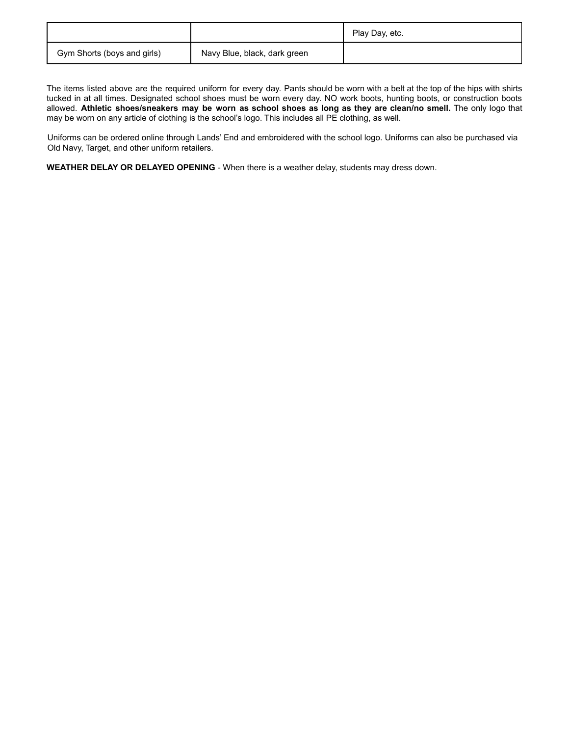| | | |
|---|---|---|
| | | Play Day, etc. |
| Gym Shorts (boys and girls) | Navy Blue, black, dark green | |

The items listed above are the required uniform for every day. Pants should be worn with a belt at the top of the hips with shirts tucked in at all times. Designated school shoes must be worn every day. NO work boots, hunting boots, or construction boots allowed. **Athletic shoes/sneakers may be worn as school shoes as long as they are clean/no smell.** The only logo that may be worn on any article of clothing is the school's logo. This includes all PE clothing, as well.

Uniforms can be ordered online through Lands' End and embroidered with the school logo. Uniforms can also be purchased via Old Navy, Target, and other uniform retailers.

**WEATHER DELAY OR DELAYED OPENING** - When there is a weather delay, students may dress down.